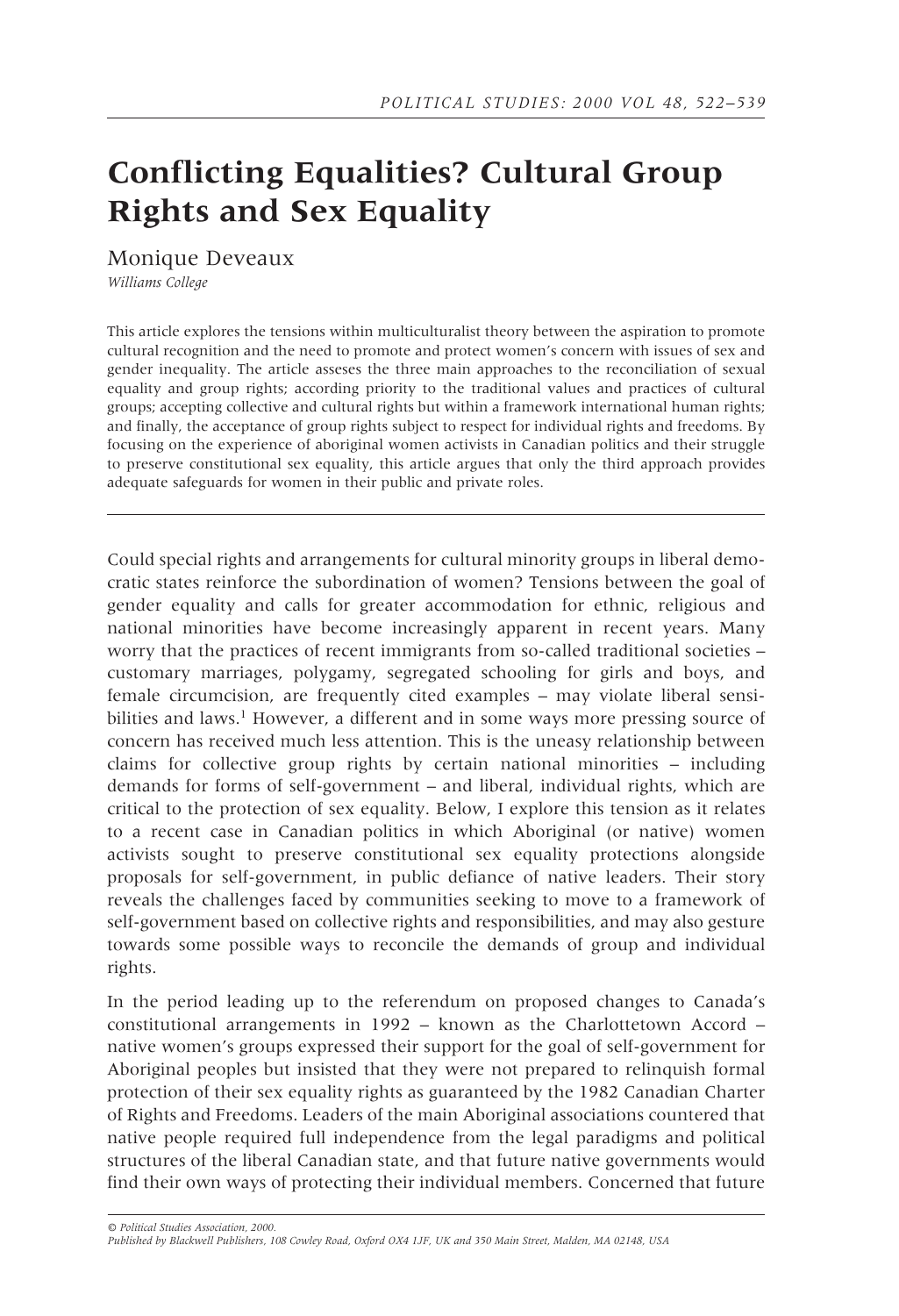# Conflicting Equalities? Cultural Group Rights and Sex Equality

Monique Deveaux

*Williams College*

This article explores the tensions within multiculturalist theory between the aspiration to promote cultural recognition and the need to promote and protect women's concern with issues of sex and gender inequality. The article asseses the three main approaches to the reconciliation of sexual equality and group rights; according priority to the traditional values and practices of cultural groups; accepting collective and cultural rights but within a framework international human rights; and finally, the acceptance of group rights subject to respect for individual rights and freedoms. By focusing on the experience of aboriginal women activists in Canadian politics and their struggle to preserve constitutional sex equality, this article argues that only the third approach provides adequate safeguards for women in their public and private roles.

---

Could special rights and arrangements for cultural minority groups in liberal democratic states reinforce the subordination of women? Tensions between the goal of gender equality and calls for greater accommodation for ethnic, religious and national minorities have become increasingly apparent in recent years. Many worry that the practices of recent immigrants from so-called traditional societies – customary marriages, polygamy, segregated schooling for girls and boys, and female circumcision, are frequently cited examples – may violate liberal sensibilities and laws.[1] However, a different and in some ways more pressing source of concern has received much less attention. This is the uneasy relationship between claims for collective group rights by certain national minorities – including demands for forms of self-government – and liberal, individual rights, which are critical to the protection of sex equality. Below, I explore this tension as it relates to a recent case in Canadian politics in which Aboriginal (or native) women activists sought to preserve constitutional sex equality protections alongside proposals for self-government, in public defiance of native leaders. Their story reveals the challenges faced by communities seeking to move to a framework of self-government based on collective rights and responsibilities, and may also gesture towards some possible ways to reconcile the demands of group and individual rights.

In the period leading up to the referendum on proposed changes to Canada's constitutional arrangements in 1992 – known as the Charlottetown Accord – native women's groups expressed their support for the goal of self-government for Aboriginal peoples but insisted that they were not prepared to relinquish formal protection of their sex equality rights as guaranteed by the 1982 Canadian Charter of Rights and Freedoms. Leaders of the main Aboriginal associations countered that native people required full independence from the legal paradigms and political structures of the liberal Canadian state, and that future native governments would find their own ways of protecting their individual members. Concerned that future

© Political Studies Association, 2000.
Published by Blackwell Publishers, 108 Cowley Road, Oxford OX4 1JF, UK and 350 Main Street, Malden, MA 02148, USA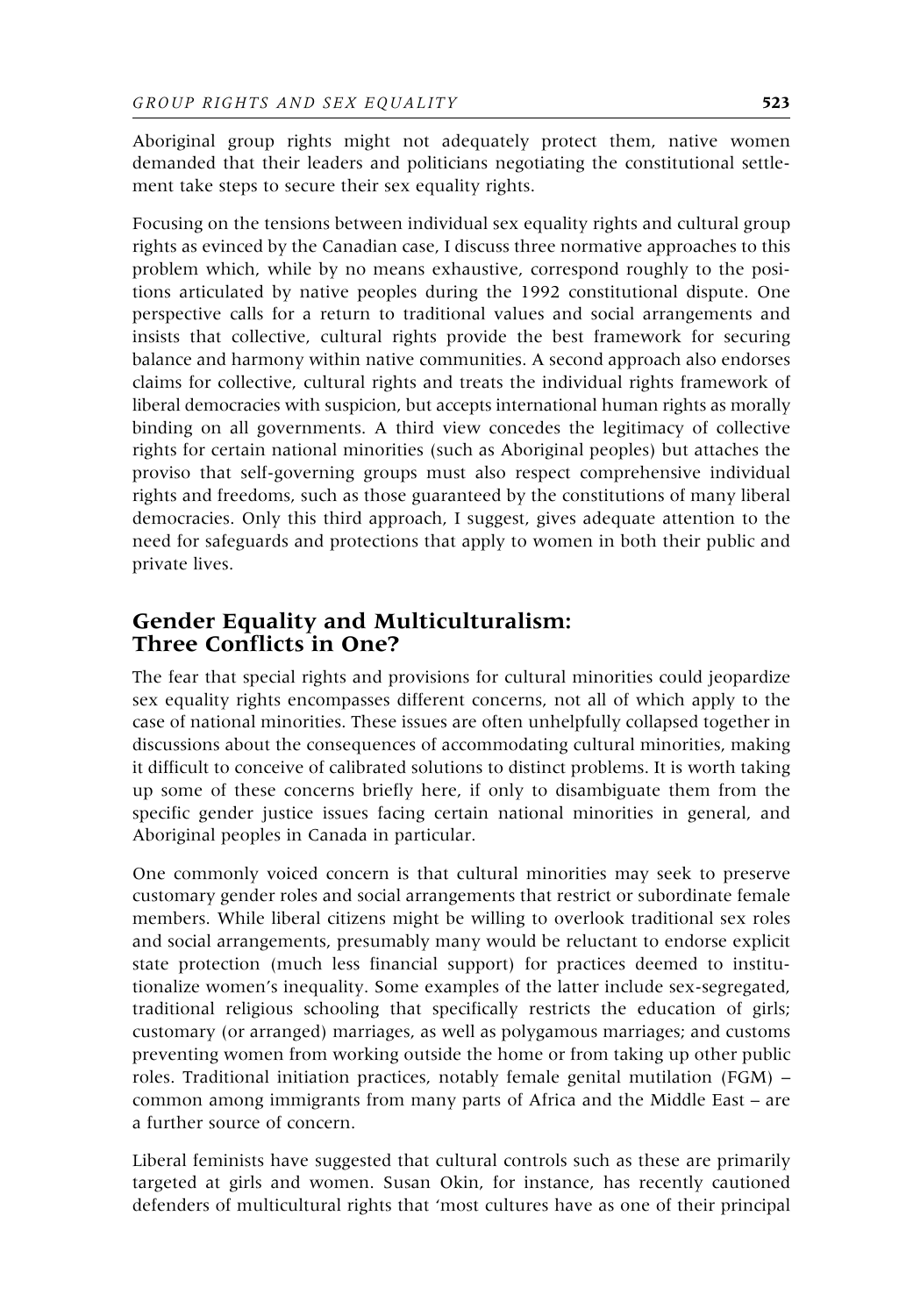Aboriginal group rights might not adequately protect them, native women demanded that their leaders and politicians negotiating the constitutional settlement take steps to secure their sex equality rights.

Focusing on the tensions between individual sex equality rights and cultural group rights as evinced by the Canadian case, I discuss three normative approaches to this problem which, while by no means exhaustive, correspond roughly to the positions articulated by native peoples during the 1992 constitutional dispute. One perspective calls for a return to traditional values and social arrangements and insists that collective, cultural rights provide the best framework for securing balance and harmony within native communities. A second approach also endorses claims for collective, cultural rights and treats the individual rights framework of liberal democracies with suspicion, but accepts international human rights as morally binding on all governments. A third view concedes the legitimacy of collective rights for certain national minorities (such as Aboriginal peoples) but attaches the proviso that self-governing groups must also respect comprehensive individual rights and freedoms, such as those guaranteed by the constitutions of many liberal democracies. Only this third approach, I suggest, gives adequate attention to the need for safeguards and protections that apply to women in both their public and private lives.

## Gender Equality and Multiculturalism: Three Conflicts in One?

The fear that special rights and provisions for cultural minorities could jeopardize sex equality rights encompasses different concerns, not all of which apply to the case of national minorities. These issues are often unhelpfully collapsed together in discussions about the consequences of accommodating cultural minorities, making it difficult to conceive of calibrated solutions to distinct problems. It is worth taking up some of these concerns briefly here, if only to disambiguate them from the specific gender justice issues facing certain national minorities in general, and Aboriginal peoples in Canada in particular.

One commonly voiced concern is that cultural minorities may seek to preserve customary gender roles and social arrangements that restrict or subordinate female members. While liberal citizens might be willing to overlook traditional sex roles and social arrangements, presumably many would be reluctant to endorse explicit state protection (much less financial support) for practices deemed to institutionalize women's inequality. Some examples of the latter include sex-segregated, traditional religious schooling that specifically restricts the education of girls; customary (or arranged) marriages, as well as polygamous marriages; and customs preventing women from working outside the home or from taking up other public roles. Traditional initiation practices, notably female genital mutilation (FGM) – common among immigrants from many parts of Africa and the Middle East – are a further source of concern.

Liberal feminists have suggested that cultural controls such as these are primarily targeted at girls and women. Susan Okin, for instance, has recently cautioned defenders of multicultural rights that 'most cultures have as one of their principal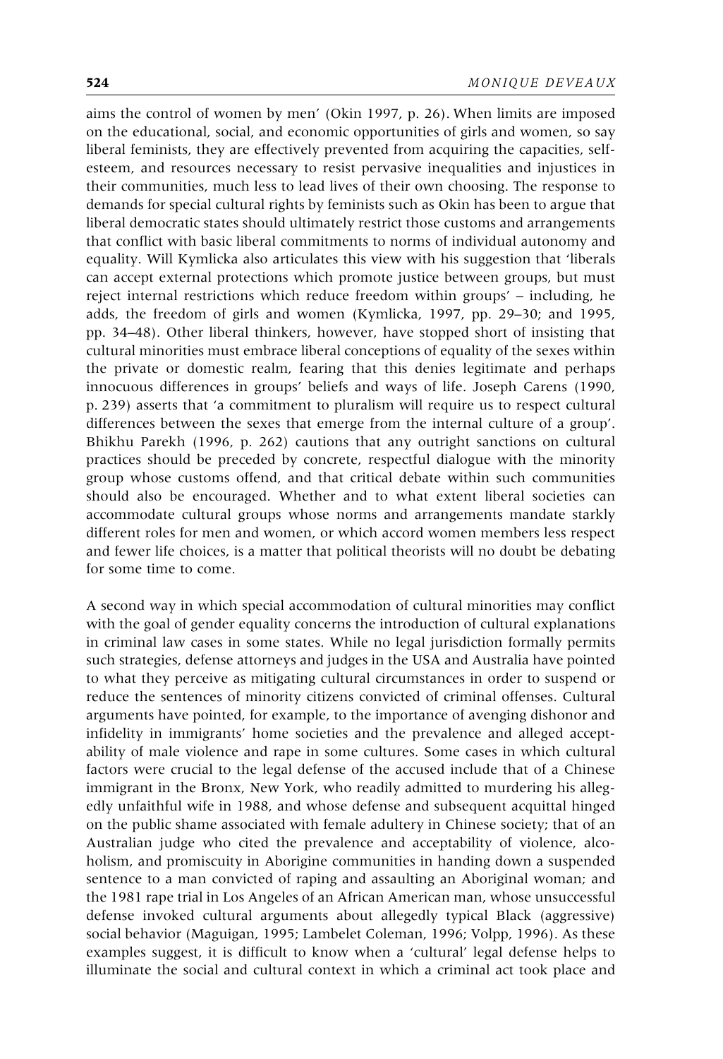aims the control of women by men' (Okin 1997, p. 26). When limits are imposed on the educational, social, and economic opportunities of girls and women, so say liberal feminists, they are effectively prevented from acquiring the capacities, self-esteem, and resources necessary to resist pervasive inequalities and injustices in their communities, much less to lead lives of their own choosing. The response to demands for special cultural rights by feminists such as Okin has been to argue that liberal democratic states should ultimately restrict those customs and arrangements that conflict with basic liberal commitments to norms of individual autonomy and equality. Will Kymlicka also articulates this view with his suggestion that 'liberals can accept external protections which promote justice between groups, but must reject internal restrictions which reduce freedom within groups' – including, he adds, the freedom of girls and women (Kymlicka, 1997, pp. 29–30; and 1995, pp. 34–48). Other liberal thinkers, however, have stopped short of insisting that cultural minorities must embrace liberal conceptions of equality of the sexes within the private or domestic realm, fearing that this denies legitimate and perhaps innocuous differences in groups' beliefs and ways of life. Joseph Carens (1990, p. 239) asserts that 'a commitment to pluralism will require us to respect cultural differences between the sexes that emerge from the internal culture of a group'. Bhikhu Parekh (1996, p. 262) cautions that any outright sanctions on cultural practices should be preceded by concrete, respectful dialogue with the minority group whose customs offend, and that critical debate within such communities should also be encouraged. Whether and to what extent liberal societies can accommodate cultural groups whose norms and arrangements mandate starkly different roles for men and women, or which accord women members less respect and fewer life choices, is a matter that political theorists will no doubt be debating for some time to come.

A second way in which special accommodation of cultural minorities may conflict with the goal of gender equality concerns the introduction of cultural explanations in criminal law cases in some states. While no legal jurisdiction formally permits such strategies, defense attorneys and judges in the USA and Australia have pointed to what they perceive as mitigating cultural circumstances in order to suspend or reduce the sentences of minority citizens convicted of criminal offenses. Cultural arguments have pointed, for example, to the importance of avenging dishonor and infidelity in immigrants' home societies and the prevalence and alleged acceptability of male violence and rape in some cultures. Some cases in which cultural factors were crucial to the legal defense of the accused include that of a Chinese immigrant in the Bronx, New York, who readily admitted to murdering his allegedly unfaithful wife in 1988, and whose defense and subsequent acquittal hinged on the public shame associated with female adultery in Chinese society; that of an Australian judge who cited the prevalence and acceptability of violence, alcoholism, and promiscuity in Aborigine communities in handing down a suspended sentence to a man convicted of raping and assaulting an Aboriginal woman; and the 1981 rape trial in Los Angeles of an African American man, whose unsuccessful defense invoked cultural arguments about allegedly typical Black (aggressive) social behavior (Maguigan, 1995; Lambelet Coleman, 1996; Volpp, 1996). As these examples suggest, it is difficult to know when a 'cultural' legal defense helps to illuminate the social and cultural context in which a criminal act took place and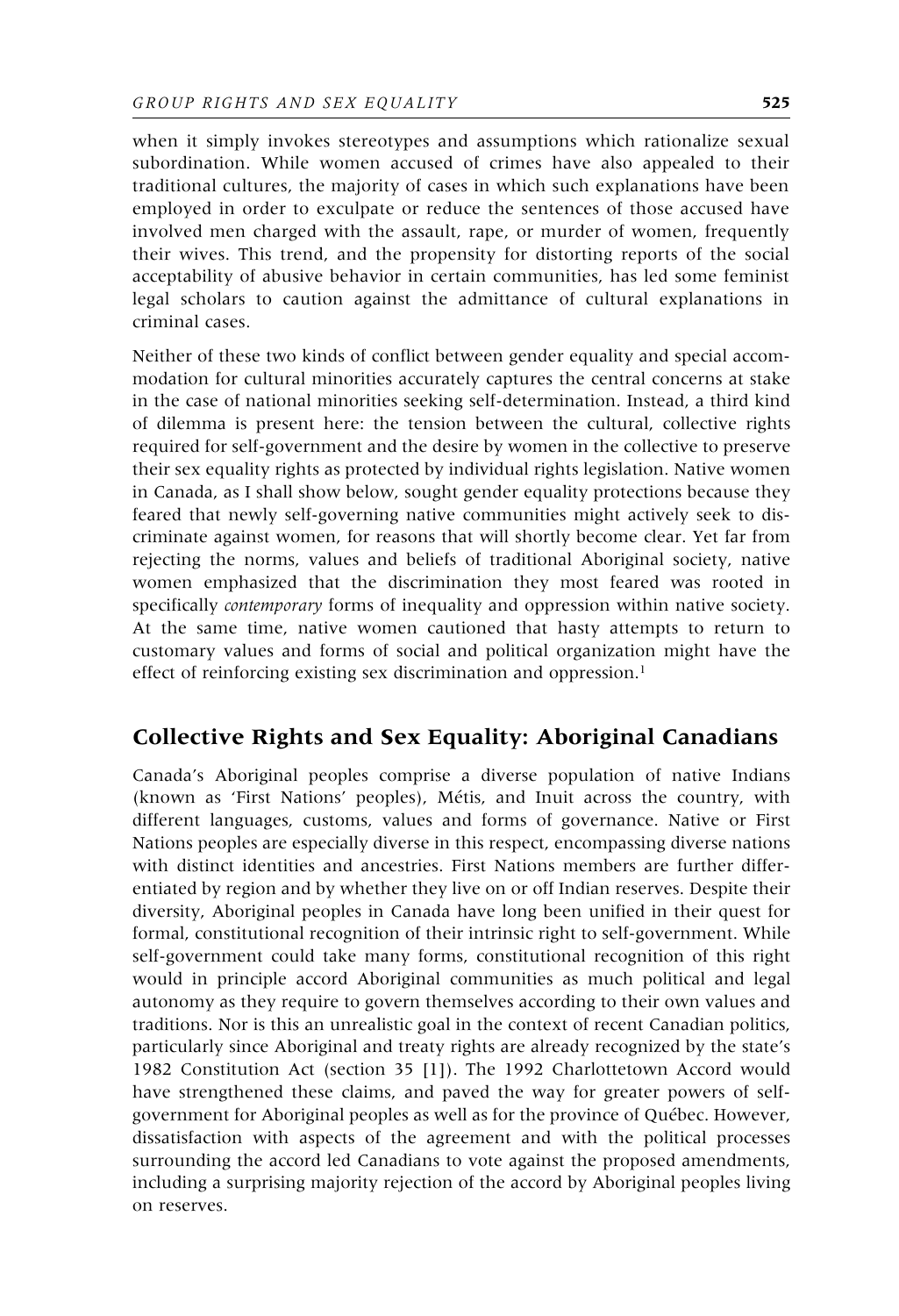when it simply invokes stereotypes and assumptions which rationalize sexual subordination. While women accused of crimes have also appealed to their traditional cultures, the majority of cases in which such explanations have been employed in order to exculpate or reduce the sentences of those accused have involved men charged with the assault, rape, or murder of women, frequently their wives. This trend, and the propensity for distorting reports of the social acceptability of abusive behavior in certain communities, has led some feminist legal scholars to caution against the admittance of cultural explanations in criminal cases.

Neither of these two kinds of conflict between gender equality and special accommodation for cultural minorities accurately captures the central concerns at stake in the case of national minorities seeking self-determination. Instead, a third kind of dilemma is present here: the tension between the cultural, collective rights required for self-government and the desire by women in the collective to preserve their sex equality rights as protected by individual rights legislation. Native women in Canada, as I shall show below, sought gender equality protections because they feared that newly self-governing native communities might actively seek to discriminate against women, for reasons that will shortly become clear. Yet far from rejecting the norms, values and beliefs of traditional Aboriginal society, native women emphasized that the discrimination they most feared was rooted in specifically *contemporary* forms of inequality and oppression within native society. At the same time, native women cautioned that hasty attempts to return to customary values and forms of social and political organization might have the effect of reinforcing existing sex discrimination and oppression.[1]

## Collective Rights and Sex Equality: Aboriginal Canadians

Canada's Aboriginal peoples comprise a diverse population of native Indians (known as 'First Nations' peoples), Métis, and Inuit across the country, with different languages, customs, values and forms of governance. Native or First Nations peoples are especially diverse in this respect, encompassing diverse nations with distinct identities and ancestries. First Nations members are further differentiated by region and by whether they live on or off Indian reserves. Despite their diversity, Aboriginal peoples in Canada have long been unified in their quest for formal, constitutional recognition of their intrinsic right to self-government. While self-government could take many forms, constitutional recognition of this right would in principle accord Aboriginal communities as much political and legal autonomy as they require to govern themselves according to their own values and traditions. Nor is this an unrealistic goal in the context of recent Canadian politics, particularly since Aboriginal and treaty rights are already recognized by the state's 1982 Constitution Act (section 35 [1]). The 1992 Charlottetown Accord would have strengthened these claims, and paved the way for greater powers of self-government for Aboriginal peoples as well as for the province of Québec. However, dissatisfaction with aspects of the agreement and with the political processes surrounding the accord led Canadians to vote against the proposed amendments, including a surprising majority rejection of the accord by Aboriginal peoples living on reserves.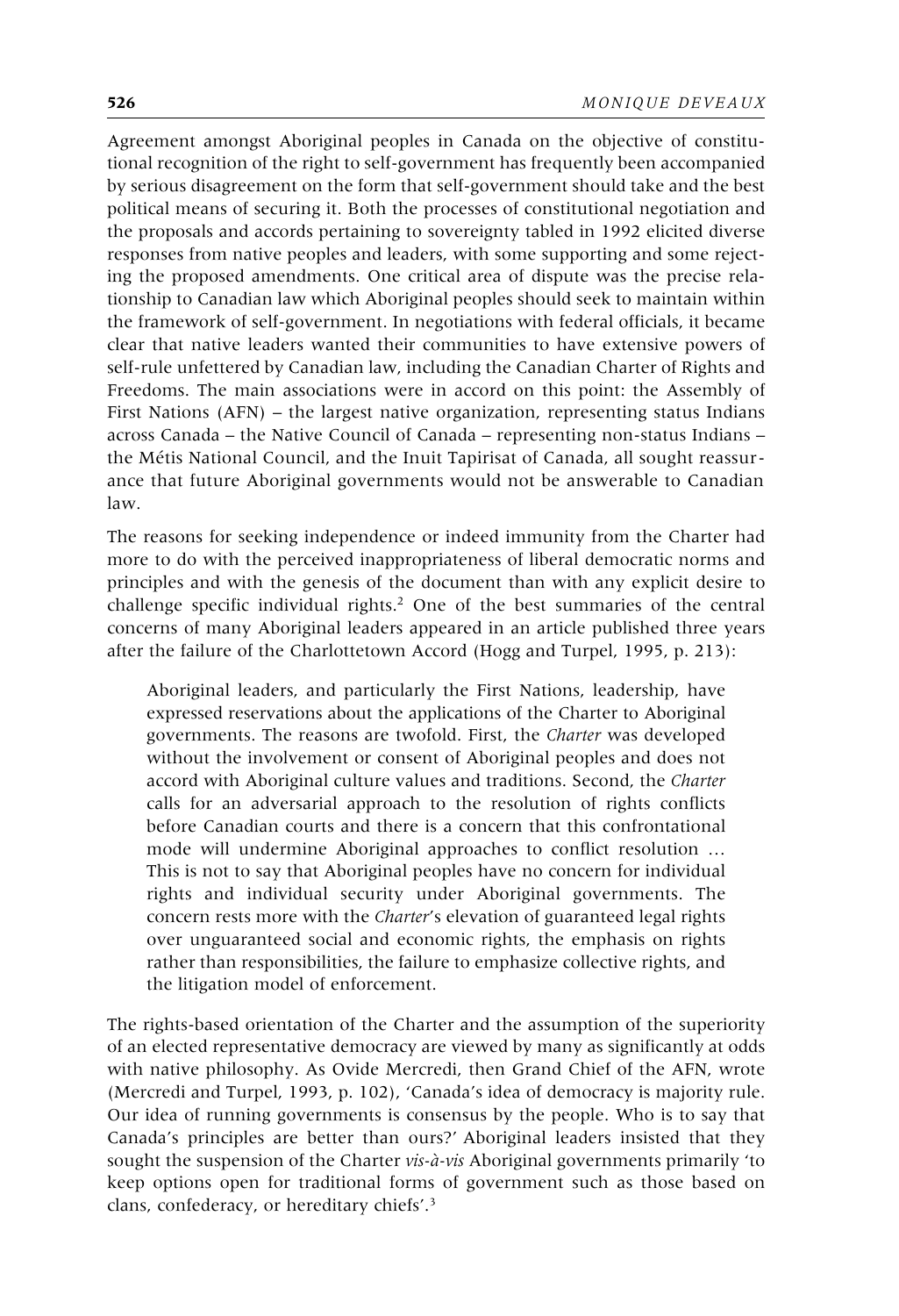Agreement amongst Aboriginal peoples in Canada on the objective of constitutional recognition of the right to self-government has frequently been accompanied by serious disagreement on the form that self-government should take and the best political means of securing it. Both the processes of constitutional negotiation and the proposals and accords pertaining to sovereignty tabled in 1992 elicited diverse responses from native peoples and leaders, with some supporting and some rejecting the proposed amendments. One critical area of dispute was the precise relationship to Canadian law which Aboriginal peoples should seek to maintain within the framework of self-government. In negotiations with federal officials, it became clear that native leaders wanted their communities to have extensive powers of self-rule unfettered by Canadian law, including the Canadian Charter of Rights and Freedoms. The main associations were in accord on this point: the Assembly of First Nations (AFN) – the largest native organization, representing status Indians across Canada – the Native Council of Canada – representing non-status Indians – the Métis National Council, and the Inuit Tapirisat of Canada, all sought reassurance that future Aboriginal governments would not be answerable to Canadian law.

The reasons for seeking independence or indeed immunity from the Charter had more to do with the perceived inappropriateness of liberal democratic norms and principles and with the genesis of the document than with any explicit desire to challenge specific individual rights.[2] One of the best summaries of the central concerns of many Aboriginal leaders appeared in an article published three years after the failure of the Charlottetown Accord (Hogg and Turpel, 1995, p. 213):

> Aboriginal leaders, and particularly the First Nations, leadership, have expressed reservations about the applications of the Charter to Aboriginal governments. The reasons are twofold. First, the *Charter* was developed without the involvement or consent of Aboriginal peoples and does not accord with Aboriginal culture values and traditions. Second, the *Charter* calls for an adversarial approach to the resolution of rights conflicts before Canadian courts and there is a concern that this confrontational mode will undermine Aboriginal approaches to conflict resolution … This is not to say that Aboriginal peoples have no concern for individual rights and individual security under Aboriginal governments. The concern rests more with the *Charter*'s elevation of guaranteed legal rights over unguaranteed social and economic rights, the emphasis on rights rather than responsibilities, the failure to emphasize collective rights, and the litigation model of enforcement.

The rights-based orientation of the Charter and the assumption of the superiority of an elected representative democracy are viewed by many as significantly at odds with native philosophy. As Ovide Mercredi, then Grand Chief of the AFN, wrote (Mercredi and Turpel, 1993, p. 102), 'Canada's idea of democracy is majority rule. Our idea of running governments is consensus by the people. Who is to say that Canada's principles are better than ours?' Aboriginal leaders insisted that they sought the suspension of the Charter *vis-à-vis* Aboriginal governments primarily 'to keep options open for traditional forms of government such as those based on clans, confederacy, or hereditary chiefs'.[3]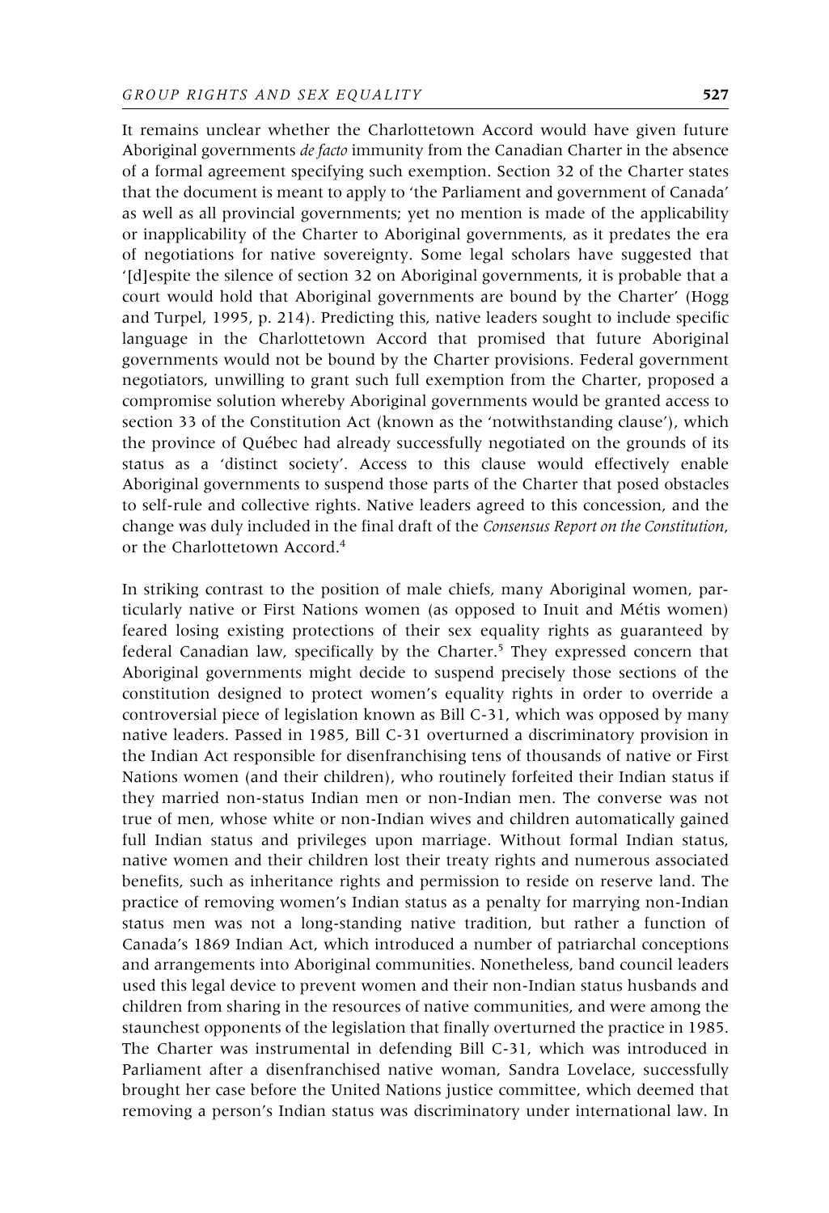It remains unclear whether the Charlottetown Accord would have given future Aboriginal governments *de facto* immunity from the Canadian Charter in the absence of a formal agreement specifying such exemption. Section 32 of the Charter states that the document is meant to apply to 'the Parliament and government of Canada' as well as all provincial governments; yet no mention is made of the applicability or inapplicability of the Charter to Aboriginal governments, as it predates the era of negotiations for native sovereignty. Some legal scholars have suggested that '[d]espite the silence of section 32 on Aboriginal governments, it is probable that a court would hold that Aboriginal governments are bound by the Charter' (Hogg and Turpel, 1995, p. 214). Predicting this, native leaders sought to include specific language in the Charlottetown Accord that promised that future Aboriginal governments would not be bound by the Charter provisions. Federal government negotiators, unwilling to grant such full exemption from the Charter, proposed a compromise solution whereby Aboriginal governments would be granted access to section 33 of the Constitution Act (known as the 'notwithstanding clause'), which the province of Québec had already successfully negotiated on the grounds of its status as a 'distinct society'. Access to this clause would effectively enable Aboriginal governments to suspend those parts of the Charter that posed obstacles to self-rule and collective rights. Native leaders agreed to this concession, and the change was duly included in the final draft of the *Consensus Report on the Constitution*, or the Charlottetown Accord.[4]

In striking contrast to the position of male chiefs, many Aboriginal women, particularly native or First Nations women (as opposed to Inuit and Métis women) feared losing existing protections of their sex equality rights as guaranteed by federal Canadian law, specifically by the Charter.[5] They expressed concern that Aboriginal governments might decide to suspend precisely those sections of the constitution designed to protect women's equality rights in order to override a controversial piece of legislation known as Bill C-31, which was opposed by many native leaders. Passed in 1985, Bill C-31 overturned a discriminatory provision in the Indian Act responsible for disenfranchising tens of thousands of native or First Nations women (and their children), who routinely forfeited their Indian status if they married non-status Indian men or non-Indian men. The converse was not true of men, whose white or non-Indian wives and children automatically gained full Indian status and privileges upon marriage. Without formal Indian status, native women and their children lost their treaty rights and numerous associated benefits, such as inheritance rights and permission to reside on reserve land. The practice of removing women's Indian status as a penalty for marrying non-Indian status men was not a long-standing native tradition, but rather a function of Canada's 1869 Indian Act, which introduced a number of patriarchal conceptions and arrangements into Aboriginal communities. Nonetheless, band council leaders used this legal device to prevent women and their non-Indian status husbands and children from sharing in the resources of native communities, and were among the staunchest opponents of the legislation that finally overturned the practice in 1985. The Charter was instrumental in defending Bill C-31, which was introduced in Parliament after a disenfranchised native woman, Sandra Lovelace, successfully brought her case before the United Nations justice committee, which deemed that removing a person's Indian status was discriminatory under international law. In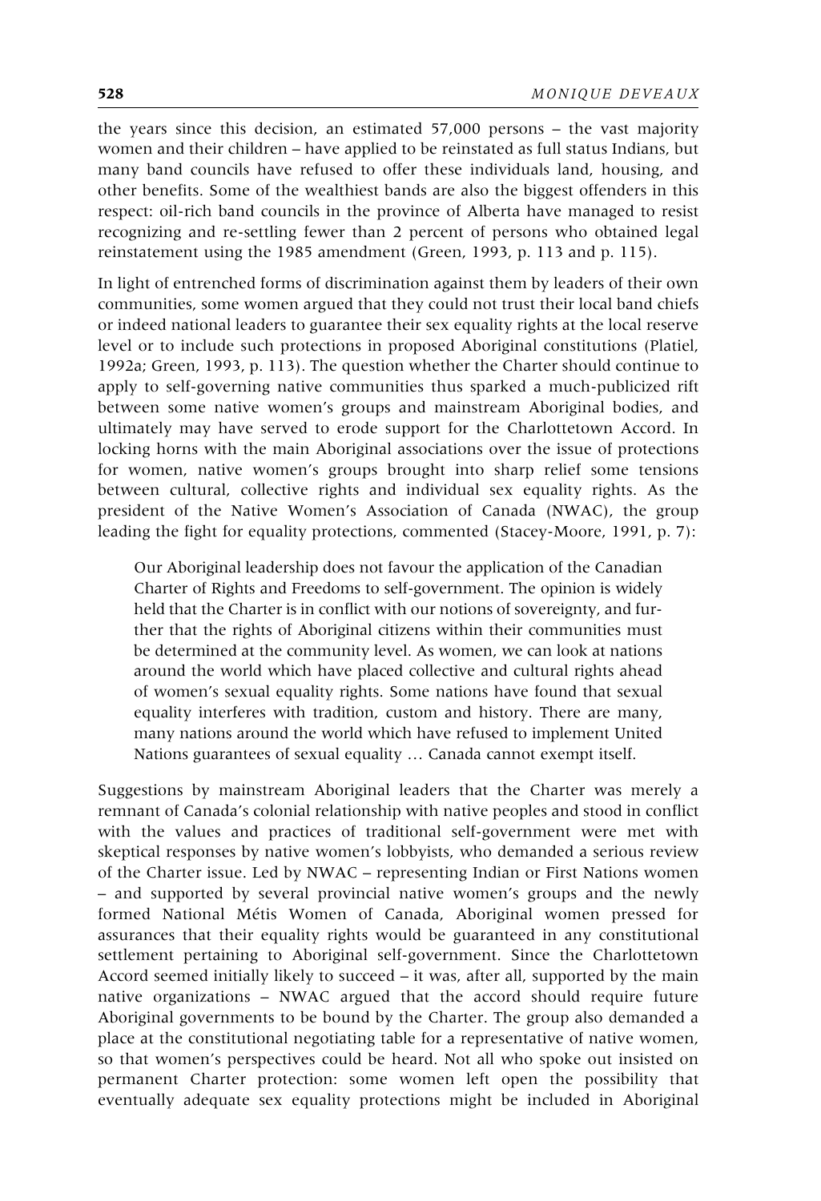the years since this decision, an estimated 57,000 persons – the vast majority women and their children – have applied to be reinstated as full status Indians, but many band councils have refused to offer these individuals land, housing, and other benefits. Some of the wealthiest bands are also the biggest offenders in this respect: oil-rich band councils in the province of Alberta have managed to resist recognizing and re-settling fewer than 2 percent of persons who obtained legal reinstatement using the 1985 amendment (Green, 1993, p. 113 and p. 115).

In light of entrenched forms of discrimination against them by leaders of their own communities, some women argued that they could not trust their local band chiefs or indeed national leaders to guarantee their sex equality rights at the local reserve level or to include such protections in proposed Aboriginal constitutions (Platiel, 1992a; Green, 1993, p. 113). The question whether the Charter should continue to apply to self-governing native communities thus sparked a much-publicized rift between some native women's groups and mainstream Aboriginal bodies, and ultimately may have served to erode support for the Charlottetown Accord. In locking horns with the main Aboriginal associations over the issue of protections for women, native women's groups brought into sharp relief some tensions between cultural, collective rights and individual sex equality rights. As the president of the Native Women's Association of Canada (NWAC), the group leading the fight for equality protections, commented (Stacey-Moore, 1991, p. 7):

> Our Aboriginal leadership does not favour the application of the Canadian Charter of Rights and Freedoms to self-government. The opinion is widely held that the Charter is in conflict with our notions of sovereignty, and further that the rights of Aboriginal citizens within their communities must be determined at the community level. As women, we can look at nations around the world which have placed collective and cultural rights ahead of women's sexual equality rights. Some nations have found that sexual equality interferes with tradition, custom and history. There are many, many nations around the world which have refused to implement United Nations guarantees of sexual equality … Canada cannot exempt itself.

Suggestions by mainstream Aboriginal leaders that the Charter was merely a remnant of Canada's colonial relationship with native peoples and stood in conflict with the values and practices of traditional self-government were met with skeptical responses by native women's lobbyists, who demanded a serious review of the Charter issue. Led by NWAC – representing Indian or First Nations women – and supported by several provincial native women's groups and the newly formed National Métis Women of Canada, Aboriginal women pressed for assurances that their equality rights would be guaranteed in any constitutional settlement pertaining to Aboriginal self-government. Since the Charlottetown Accord seemed initially likely to succeed – it was, after all, supported by the main native organizations – NWAC argued that the accord should require future Aboriginal governments to be bound by the Charter. The group also demanded a place at the constitutional negotiating table for a representative of native women, so that women's perspectives could be heard. Not all who spoke out insisted on permanent Charter protection: some women left open the possibility that eventually adequate sex equality protections might be included in Aboriginal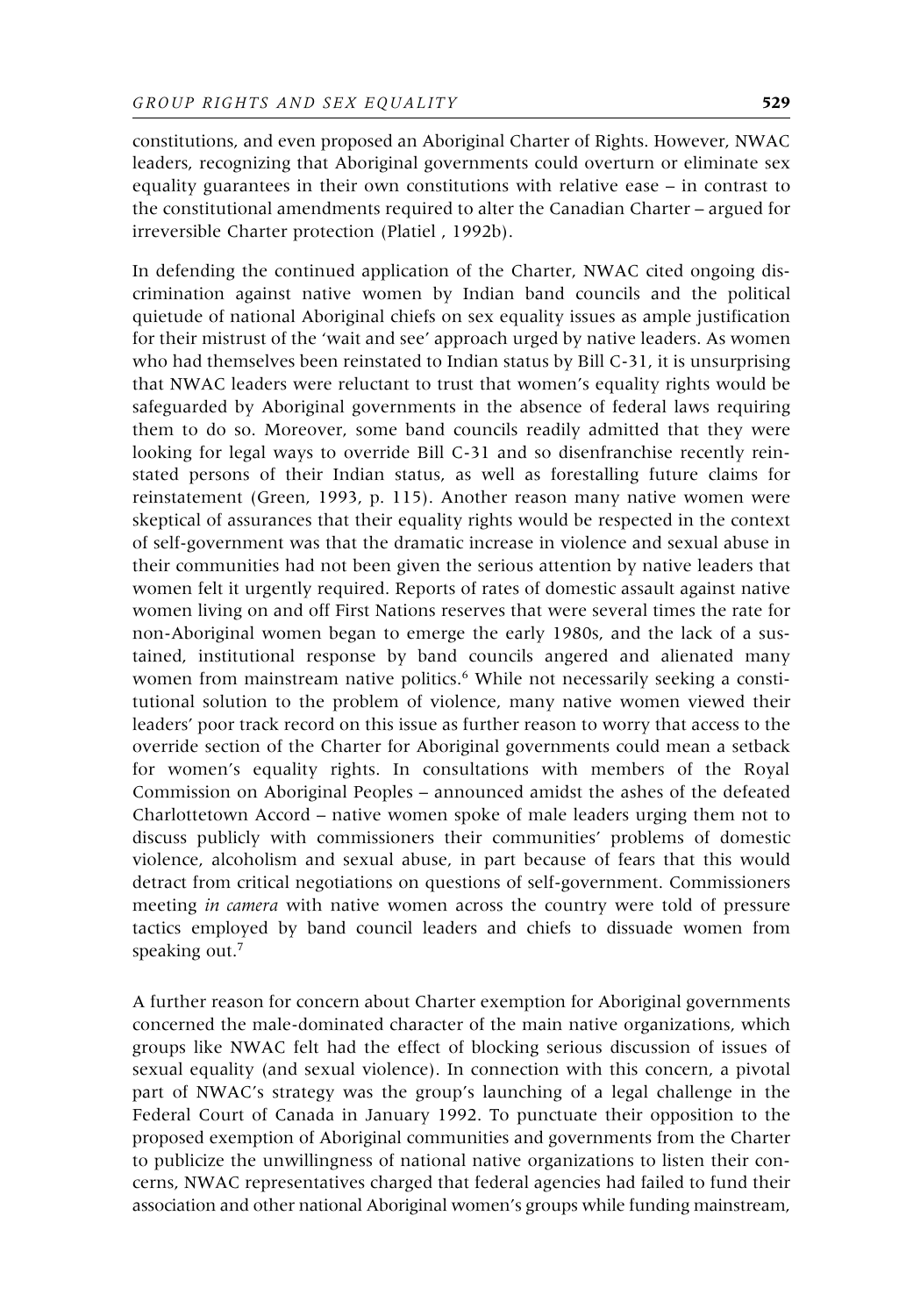constitutions, and even proposed an Aboriginal Charter of Rights. However, NWAC leaders, recognizing that Aboriginal governments could overturn or eliminate sex equality guarantees in their own constitutions with relative ease – in contrast to the constitutional amendments required to alter the Canadian Charter – argued for irreversible Charter protection (Platiel , 1992b).

In defending the continued application of the Charter, NWAC cited ongoing discrimination against native women by Indian band councils and the political quietude of national Aboriginal chiefs on sex equality issues as ample justification for their mistrust of the 'wait and see' approach urged by native leaders. As women who had themselves been reinstated to Indian status by Bill C-31, it is unsurprising that NWAC leaders were reluctant to trust that women's equality rights would be safeguarded by Aboriginal governments in the absence of federal laws requiring them to do so. Moreover, some band councils readily admitted that they were looking for legal ways to override Bill C-31 and so disenfranchise recently reinstated persons of their Indian status, as well as forestalling future claims for reinstatement (Green, 1993, p. 115). Another reason many native women were skeptical of assurances that their equality rights would be respected in the context of self-government was that the dramatic increase in violence and sexual abuse in their communities had not been given the serious attention by native leaders that women felt it urgently required. Reports of rates of domestic assault against native women living on and off First Nations reserves that were several times the rate for non-Aboriginal women began to emerge the early 1980s, and the lack of a sustained, institutional response by band councils angered and alienated many women from mainstream native politics.[6] While not necessarily seeking a constitutional solution to the problem of violence, many native women viewed their leaders' poor track record on this issue as further reason to worry that access to the override section of the Charter for Aboriginal governments could mean a setback for women's equality rights. In consultations with members of the Royal Commission on Aboriginal Peoples – announced amidst the ashes of the defeated Charlottetown Accord – native women spoke of male leaders urging them not to discuss publicly with commissioners their communities' problems of domestic violence, alcoholism and sexual abuse, in part because of fears that this would detract from critical negotiations on questions of self-government. Commissioners meeting *in camera* with native women across the country were told of pressure tactics employed by band council leaders and chiefs to dissuade women from speaking out.[7]

A further reason for concern about Charter exemption for Aboriginal governments concerned the male-dominated character of the main native organizations, which groups like NWAC felt had the effect of blocking serious discussion of issues of sexual equality (and sexual violence). In connection with this concern, a pivotal part of NWAC's strategy was the group's launching of a legal challenge in the Federal Court of Canada in January 1992. To punctuate their opposition to the proposed exemption of Aboriginal communities and governments from the Charter to publicize the unwillingness of national native organizations to listen their concerns, NWAC representatives charged that federal agencies had failed to fund their association and other national Aboriginal women's groups while funding mainstream,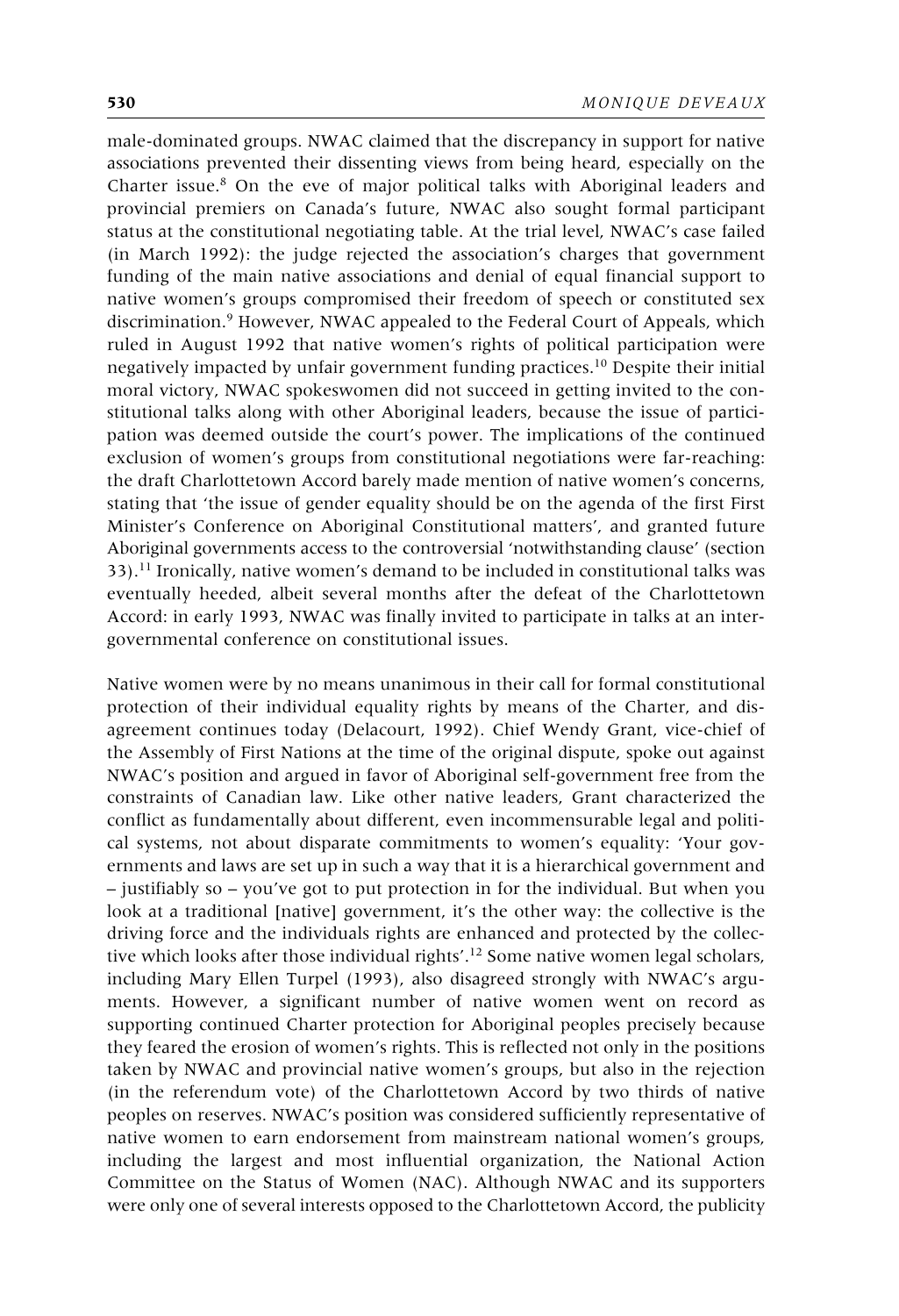male-dominated groups. NWAC claimed that the discrepancy in support for native associations prevented their dissenting views from being heard, especially on the Charter issue.[8] On the eve of major political talks with Aboriginal leaders and provincial premiers on Canada's future, NWAC also sought formal participant status at the constitutional negotiating table. At the trial level, NWAC's case failed (in March 1992): the judge rejected the association's charges that government funding of the main native associations and denial of equal financial support to native women's groups compromised their freedom of speech or constituted sex discrimination.[9] However, NWAC appealed to the Federal Court of Appeals, which ruled in August 1992 that native women's rights of political participation were negatively impacted by unfair government funding practices.[10] Despite their initial moral victory, NWAC spokeswomen did not succeed in getting invited to the constitutional talks along with other Aboriginal leaders, because the issue of participation was deemed outside the court's power. The implications of the continued exclusion of women's groups from constitutional negotiations were far-reaching: the draft Charlottetown Accord barely made mention of native women's concerns, stating that 'the issue of gender equality should be on the agenda of the first First Minister's Conference on Aboriginal Constitutional matters', and granted future Aboriginal governments access to the controversial 'notwithstanding clause' (section 33).[11] Ironically, native women's demand to be included in constitutional talks was eventually heeded, albeit several months after the defeat of the Charlottetown Accord: in early 1993, NWAC was finally invited to participate in talks at an intergovernmental conference on constitutional issues.

Native women were by no means unanimous in their call for formal constitutional protection of their individual equality rights by means of the Charter, and disagreement continues today (Delacourt, 1992). Chief Wendy Grant, vice-chief of the Assembly of First Nations at the time of the original dispute, spoke out against NWAC's position and argued in favor of Aboriginal self-government free from the constraints of Canadian law. Like other native leaders, Grant characterized the conflict as fundamentally about different, even incommensurable legal and political systems, not about disparate commitments to women's equality: 'Your governments and laws are set up in such a way that it is a hierarchical government and – justifiably so – you've got to put protection in for the individual. But when you look at a traditional [native] government, it's the other way: the collective is the driving force and the individuals rights are enhanced and protected by the collective which looks after those individual rights'.[12] Some native women legal scholars, including Mary Ellen Turpel (1993), also disagreed strongly with NWAC's arguments. However, a significant number of native women went on record as supporting continued Charter protection for Aboriginal peoples precisely because they feared the erosion of women's rights. This is reflected not only in the positions taken by NWAC and provincial native women's groups, but also in the rejection (in the referendum vote) of the Charlottetown Accord by two thirds of native peoples on reserves. NWAC's position was considered sufficiently representative of native women to earn endorsement from mainstream national women's groups, including the largest and most influential organization, the National Action Committee on the Status of Women (NAC). Although NWAC and its supporters were only one of several interests opposed to the Charlottetown Accord, the publicity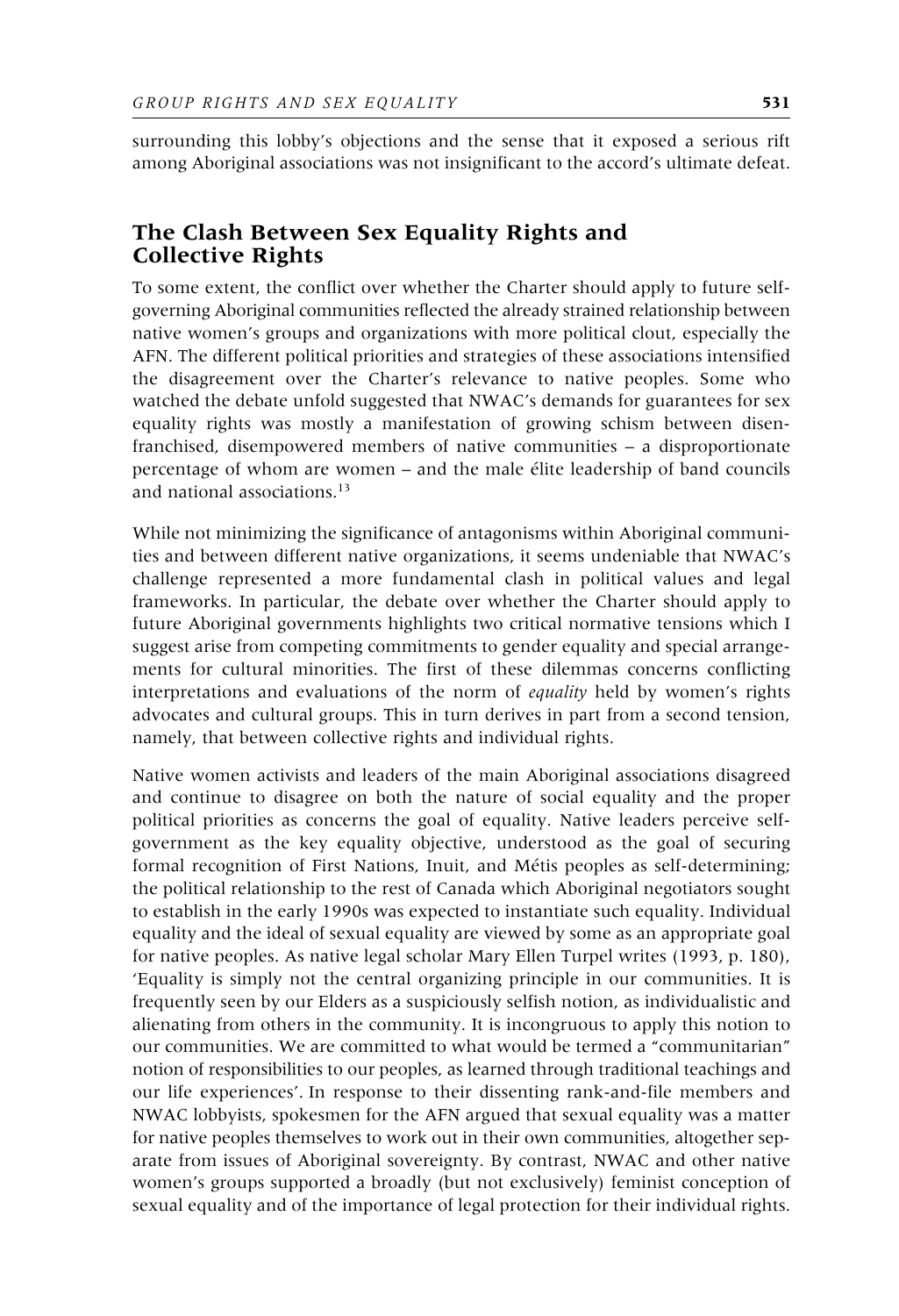surrounding this lobby's objections and the sense that it exposed a serious rift among Aboriginal associations was not insignificant to the accord's ultimate defeat.

## The Clash Between Sex Equality Rights and Collective Rights

To some extent, the conflict over whether the Charter should apply to future self-governing Aboriginal communities reflected the already strained relationship between native women's groups and organizations with more political clout, especially the AFN. The different political priorities and strategies of these associations intensified the disagreement over the Charter's relevance to native peoples. Some who watched the debate unfold suggested that NWAC's demands for guarantees for sex equality rights was mostly a manifestation of growing schism between disenfranchised, disempowered members of native communities – a disproportionate percentage of whom are women – and the male élite leadership of band councils and national associations.[13]

While not minimizing the significance of antagonisms within Aboriginal communities and between different native organizations, it seems undeniable that NWAC's challenge represented a more fundamental clash in political values and legal frameworks. In particular, the debate over whether the Charter should apply to future Aboriginal governments highlights two critical normative tensions which I suggest arise from competing commitments to gender equality and special arrangements for cultural minorities. The first of these dilemmas concerns conflicting interpretations and evaluations of the norm of *equality* held by women's rights advocates and cultural groups. This in turn derives in part from a second tension, namely, that between collective rights and individual rights.

Native women activists and leaders of the main Aboriginal associations disagreed and continue to disagree on both the nature of social equality and the proper political priorities as concerns the goal of equality. Native leaders perceive self-government as the key equality objective, understood as the goal of securing formal recognition of First Nations, Inuit, and Métis peoples as self-determining; the political relationship to the rest of Canada which Aboriginal negotiators sought to establish in the early 1990s was expected to instantiate such equality. Individual equality and the ideal of sexual equality are viewed by some as an appropriate goal for native peoples. As native legal scholar Mary Ellen Turpel writes (1993, p. 180), 'Equality is simply not the central organizing principle in our communities. It is frequently seen by our Elders as a suspiciously selfish notion, as individualistic and alienating from others in the community. It is incongruous to apply this notion to our communities. We are committed to what would be termed a "communitarian" notion of responsibilities to our peoples, as learned through traditional teachings and our life experiences'. In response to their dissenting rank-and-file members and NWAC lobbyists, spokesmen for the AFN argued that sexual equality was a matter for native peoples themselves to work out in their own communities, altogether separate from issues of Aboriginal sovereignty. By contrast, NWAC and other native women's groups supported a broadly (but not exclusively) feminist conception of sexual equality and of the importance of legal protection for their individual rights.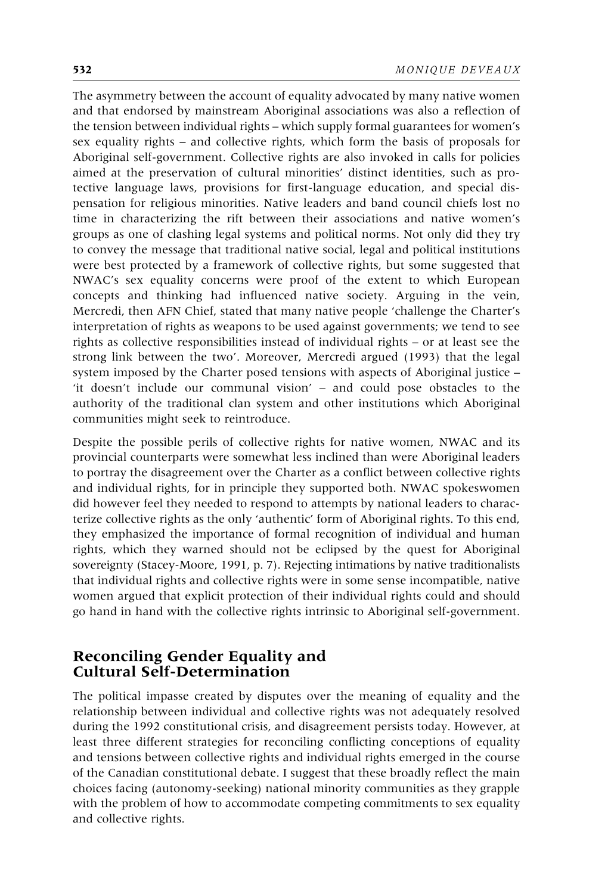The asymmetry between the account of equality advocated by many native women and that endorsed by mainstream Aboriginal associations was also a reflection of the tension between individual rights – which supply formal guarantees for women's sex equality rights – and collective rights, which form the basis of proposals for Aboriginal self-government. Collective rights are also invoked in calls for policies aimed at the preservation of cultural minorities' distinct identities, such as protective language laws, provisions for first-language education, and special dispensation for religious minorities. Native leaders and band council chiefs lost no time in characterizing the rift between their associations and native women's groups as one of clashing legal systems and political norms. Not only did they try to convey the message that traditional native social, legal and political institutions were best protected by a framework of collective rights, but some suggested that NWAC's sex equality concerns were proof of the extent to which European concepts and thinking had influenced native society. Arguing in the vein, Mercredi, then AFN Chief, stated that many native people 'challenge the Charter's interpretation of rights as weapons to be used against governments; we tend to see rights as collective responsibilities instead of individual rights – or at least see the strong link between the two'. Moreover, Mercredi argued (1993) that the legal system imposed by the Charter posed tensions with aspects of Aboriginal justice – 'it doesn't include our communal vision' – and could pose obstacles to the authority of the traditional clan system and other institutions which Aboriginal communities might seek to reintroduce.

Despite the possible perils of collective rights for native women, NWAC and its provincial counterparts were somewhat less inclined than were Aboriginal leaders to portray the disagreement over the Charter as a conflict between collective rights and individual rights, for in principle they supported both. NWAC spokeswomen did however feel they needed to respond to attempts by national leaders to characterize collective rights as the only 'authentic' form of Aboriginal rights. To this end, they emphasized the importance of formal recognition of individual and human rights, which they warned should not be eclipsed by the quest for Aboriginal sovereignty (Stacey-Moore, 1991, p. 7). Rejecting intimations by native traditionalists that individual rights and collective rights were in some sense incompatible, native women argued that explicit protection of their individual rights could and should go hand in hand with the collective rights intrinsic to Aboriginal self-government.

## Reconciling Gender Equality and Cultural Self-Determination

The political impasse created by disputes over the meaning of equality and the relationship between individual and collective rights was not adequately resolved during the 1992 constitutional crisis, and disagreement persists today. However, at least three different strategies for reconciling conflicting conceptions of equality and tensions between collective rights and individual rights emerged in the course of the Canadian constitutional debate. I suggest that these broadly reflect the main choices facing (autonomy-seeking) national minority communities as they grapple with the problem of how to accommodate competing commitments to sex equality and collective rights.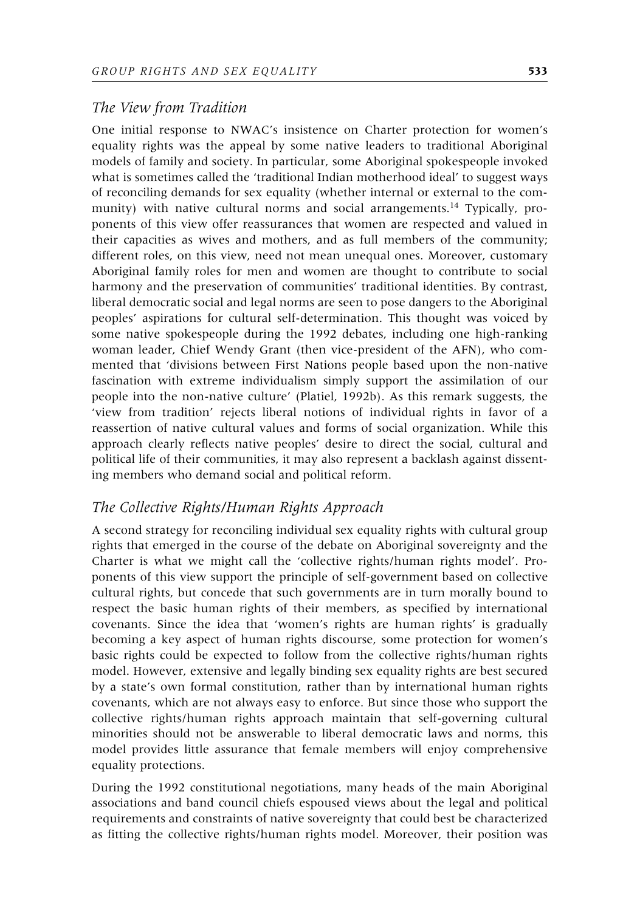## *The View from Tradition*

One initial response to NWAC's insistence on Charter protection for women's equality rights was the appeal by some native leaders to traditional Aboriginal models of family and society. In particular, some Aboriginal spokespeople invoked what is sometimes called the 'traditional Indian motherhood ideal' to suggest ways of reconciling demands for sex equality (whether internal or external to the community) with native cultural norms and social arrangements.[14] Typically, proponents of this view offer reassurances that women are respected and valued in their capacities as wives and mothers, and as full members of the community; different roles, on this view, need not mean unequal ones. Moreover, customary Aboriginal family roles for men and women are thought to contribute to social harmony and the preservation of communities' traditional identities. By contrast, liberal democratic social and legal norms are seen to pose dangers to the Aboriginal peoples' aspirations for cultural self-determination. This thought was voiced by some native spokespeople during the 1992 debates, including one high-ranking woman leader, Chief Wendy Grant (then vice-president of the AFN), who commented that 'divisions between First Nations people based upon the non-native fascination with extreme individualism simply support the assimilation of our people into the non-native culture' (Platiel, 1992b). As this remark suggests, the 'view from tradition' rejects liberal notions of individual rights in favor of a reassertion of native cultural values and forms of social organization. While this approach clearly reflects native peoples' desire to direct the social, cultural and political life of their communities, it may also represent a backlash against dissenting members who demand social and political reform.

## *The Collective Rights/Human Rights Approach*

A second strategy for reconciling individual sex equality rights with cultural group rights that emerged in the course of the debate on Aboriginal sovereignty and the Charter is what we might call the 'collective rights/human rights model'. Proponents of this view support the principle of self-government based on collective cultural rights, but concede that such governments are in turn morally bound to respect the basic human rights of their members, as specified by international covenants. Since the idea that 'women's rights are human rights' is gradually becoming a key aspect of human rights discourse, some protection for women's basic rights could be expected to follow from the collective rights/human rights model. However, extensive and legally binding sex equality rights are best secured by a state's own formal constitution, rather than by international human rights covenants, which are not always easy to enforce. But since those who support the collective rights/human rights approach maintain that self-governing cultural minorities should not be answerable to liberal democratic laws and norms, this model provides little assurance that female members will enjoy comprehensive equality protections.

During the 1992 constitutional negotiations, many heads of the main Aboriginal associations and band council chiefs espoused views about the legal and political requirements and constraints of native sovereignty that could best be characterized as fitting the collective rights/human rights model. Moreover, their position was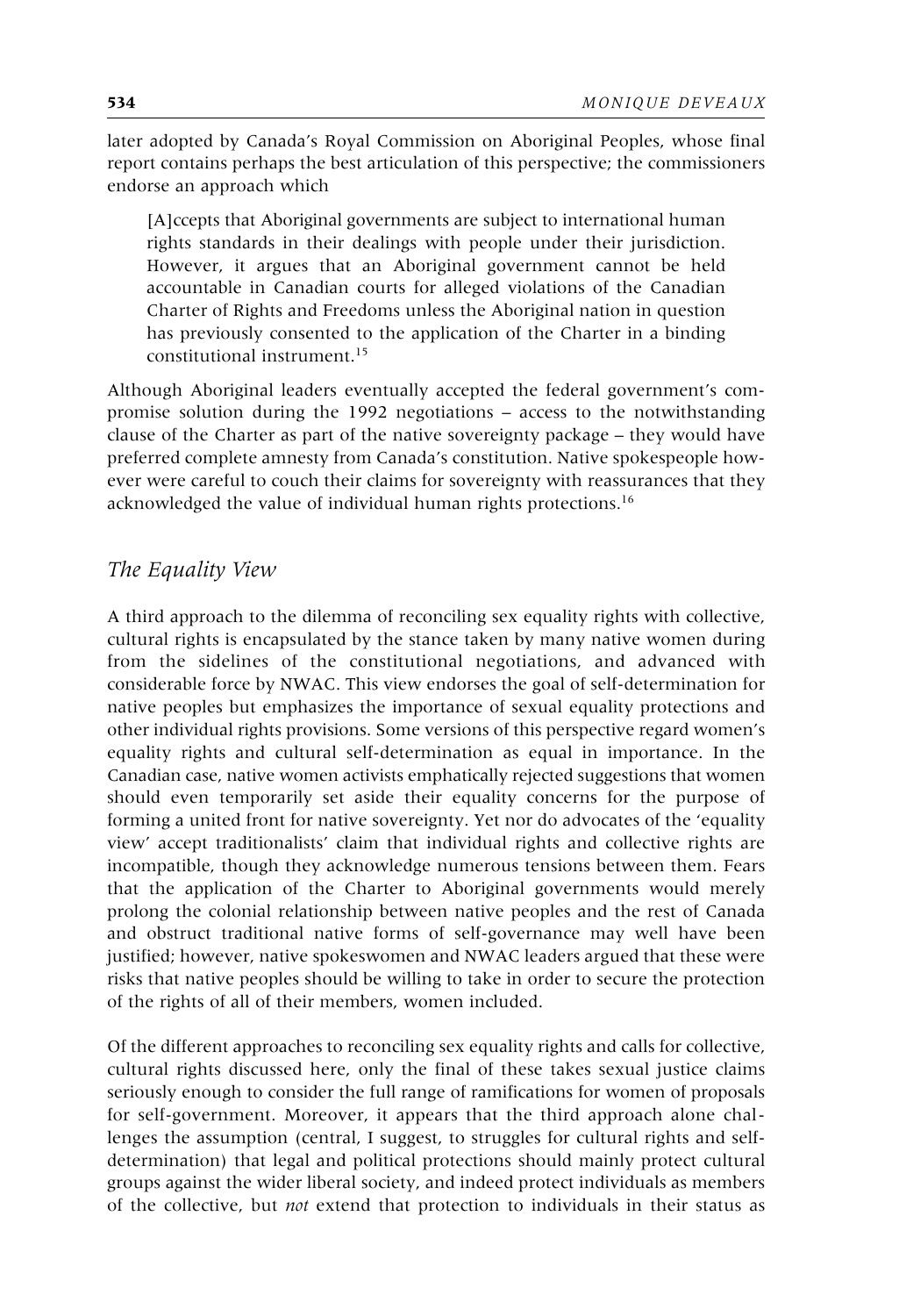later adopted by Canada's Royal Commission on Aboriginal Peoples, whose final report contains perhaps the best articulation of this perspective; the commissioners endorse an approach which

> [A]ccepts that Aboriginal governments are subject to international human rights standards in their dealings with people under their jurisdiction. However, it argues that an Aboriginal government cannot be held accountable in Canadian courts for alleged violations of the Canadian Charter of Rights and Freedoms unless the Aboriginal nation in question has previously consented to the application of the Charter in a binding constitutional instrument.[15]

Although Aboriginal leaders eventually accepted the federal government's compromise solution during the 1992 negotiations – access to the notwithstanding clause of the Charter as part of the native sovereignty package – they would have preferred complete amnesty from Canada's constitution. Native spokespeople however were careful to couch their claims for sovereignty with reassurances that they acknowledged the value of individual human rights protections.[16]

## *The Equality View*

A third approach to the dilemma of reconciling sex equality rights with collective, cultural rights is encapsulated by the stance taken by many native women during from the sidelines of the constitutional negotiations, and advanced with considerable force by NWAC. This view endorses the goal of self-determination for native peoples but emphasizes the importance of sexual equality protections and other individual rights provisions. Some versions of this perspective regard women's equality rights and cultural self-determination as equal in importance. In the Canadian case, native women activists emphatically rejected suggestions that women should even temporarily set aside their equality concerns for the purpose of forming a united front for native sovereignty. Yet nor do advocates of the 'equality view' accept traditionalists' claim that individual rights and collective rights are incompatible, though they acknowledge numerous tensions between them. Fears that the application of the Charter to Aboriginal governments would merely prolong the colonial relationship between native peoples and the rest of Canada and obstruct traditional native forms of self-governance may well have been justified; however, native spokeswomen and NWAC leaders argued that these were risks that native peoples should be willing to take in order to secure the protection of the rights of all of their members, women included.

Of the different approaches to reconciling sex equality rights and calls for collective, cultural rights discussed here, only the final of these takes sexual justice claims seriously enough to consider the full range of ramifications for women of proposals for self-government. Moreover, it appears that the third approach alone challenges the assumption (central, I suggest, to struggles for cultural rights and self-determination) that legal and political protections should mainly protect cultural groups against the wider liberal society, and indeed protect individuals as members of the collective, but *not* extend that protection to individuals in their status as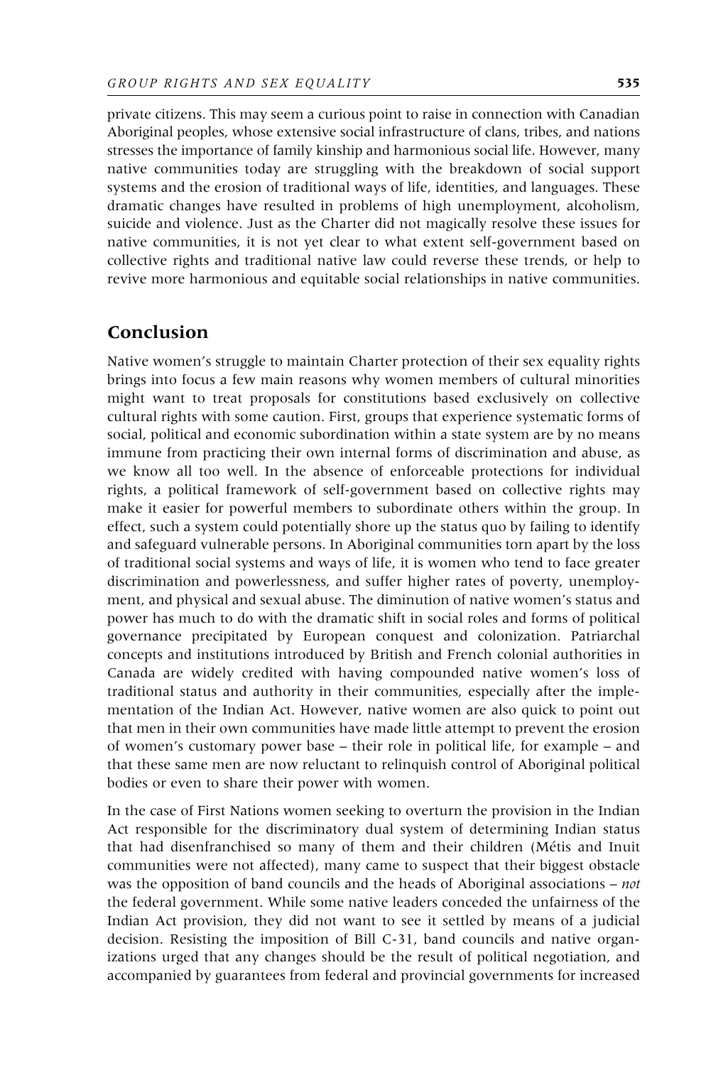private citizens. This may seem a curious point to raise in connection with Canadian Aboriginal peoples, whose extensive social infrastructure of clans, tribes, and nations stresses the importance of family kinship and harmonious social life. However, many native communities today are struggling with the breakdown of social support systems and the erosion of traditional ways of life, identities, and languages. These dramatic changes have resulted in problems of high unemployment, alcoholism, suicide and violence. Just as the Charter did not magically resolve these issues for native communities, it is not yet clear to what extent self-government based on collective rights and traditional native law could reverse these trends, or help to revive more harmonious and equitable social relationships in native communities.

## Conclusion

Native women's struggle to maintain Charter protection of their sex equality rights brings into focus a few main reasons why women members of cultural minorities might want to treat proposals for constitutions based exclusively on collective cultural rights with some caution. First, groups that experience systematic forms of social, political and economic subordination within a state system are by no means immune from practicing their own internal forms of discrimination and abuse, as we know all too well. In the absence of enforceable protections for individual rights, a political framework of self-government based on collective rights may make it easier for powerful members to subordinate others within the group. In effect, such a system could potentially shore up the status quo by failing to identify and safeguard vulnerable persons. In Aboriginal communities torn apart by the loss of traditional social systems and ways of life, it is women who tend to face greater discrimination and powerlessness, and suffer higher rates of poverty, unemployment, and physical and sexual abuse. The diminution of native women's status and power has much to do with the dramatic shift in social roles and forms of political governance precipitated by European conquest and colonization. Patriarchal concepts and institutions introduced by British and French colonial authorities in Canada are widely credited with having compounded native women's loss of traditional status and authority in their communities, especially after the implementation of the Indian Act. However, native women are also quick to point out that men in their own communities have made little attempt to prevent the erosion of women's customary power base – their role in political life, for example – and that these same men are now reluctant to relinquish control of Aboriginal political bodies or even to share their power with women.

In the case of First Nations women seeking to overturn the provision in the Indian Act responsible for the discriminatory dual system of determining Indian status that had disenfranchised so many of them and their children (Métis and Inuit communities were not affected), many came to suspect that their biggest obstacle was the opposition of band councils and the heads of Aboriginal associations – *not* the federal government. While some native leaders conceded the unfairness of the Indian Act provision, they did not want to see it settled by means of a judicial decision. Resisting the imposition of Bill C-31, band councils and native organizations urged that any changes should be the result of political negotiation, and accompanied by guarantees from federal and provincial governments for increased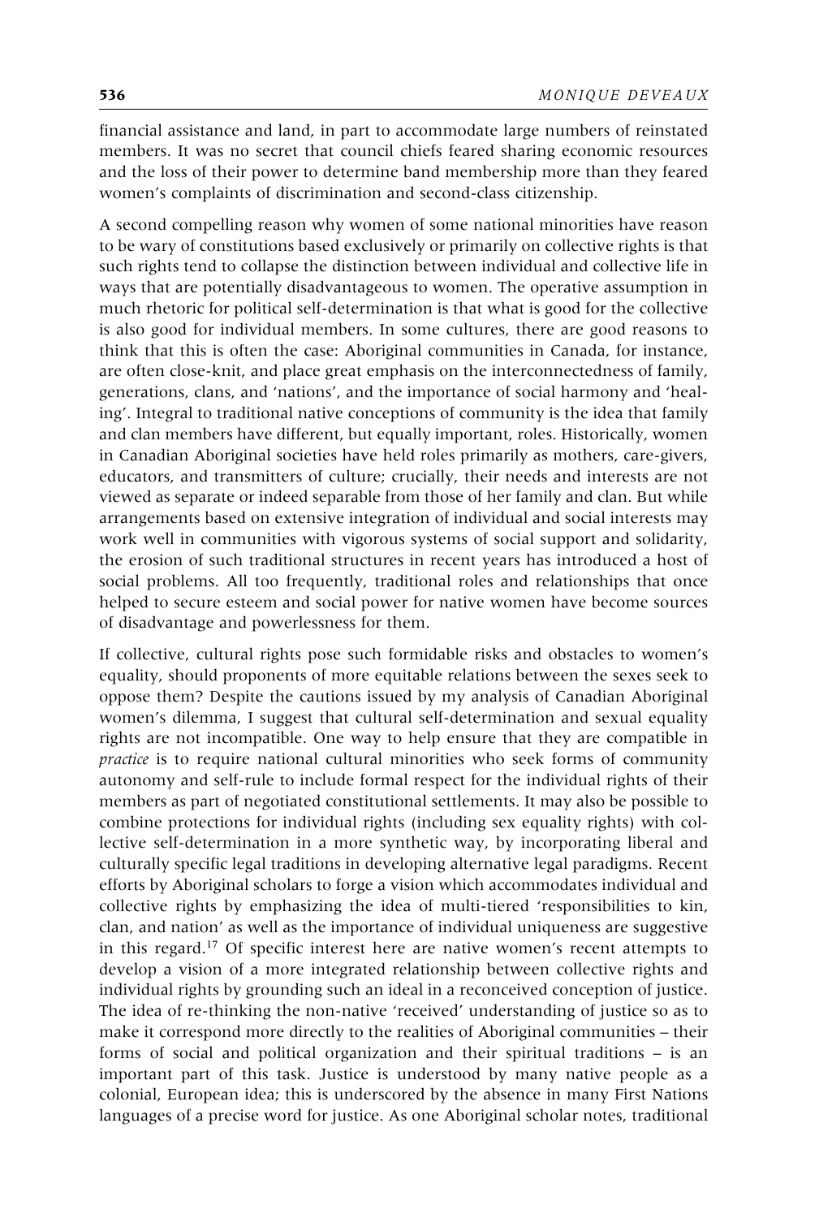financial assistance and land, in part to accommodate large numbers of reinstated members. It was no secret that council chiefs feared sharing economic resources and the loss of their power to determine band membership more than they feared women's complaints of discrimination and second-class citizenship.

A second compelling reason why women of some national minorities have reason to be wary of constitutions based exclusively or primarily on collective rights is that such rights tend to collapse the distinction between individual and collective life in ways that are potentially disadvantageous to women. The operative assumption in much rhetoric for political self-determination is that what is good for the collective is also good for individual members. In some cultures, there are good reasons to think that this is often the case: Aboriginal communities in Canada, for instance, are often close-knit, and place great emphasis on the interconnectedness of family, generations, clans, and 'nations', and the importance of social harmony and 'healing'. Integral to traditional native conceptions of community is the idea that family and clan members have different, but equally important, roles. Historically, women in Canadian Aboriginal societies have held roles primarily as mothers, care-givers, educators, and transmitters of culture; crucially, their needs and interests are not viewed as separate or indeed separable from those of her family and clan. But while arrangements based on extensive integration of individual and social interests may work well in communities with vigorous systems of social support and solidarity, the erosion of such traditional structures in recent years has introduced a host of social problems. All too frequently, traditional roles and relationships that once helped to secure esteem and social power for native women have become sources of disadvantage and powerlessness for them.

If collective, cultural rights pose such formidable risks and obstacles to women's equality, should proponents of more equitable relations between the sexes seek to oppose them? Despite the cautions issued by my analysis of Canadian Aboriginal women's dilemma, I suggest that cultural self-determination and sexual equality rights are not incompatible. One way to help ensure that they are compatible in *practice* is to require national cultural minorities who seek forms of community autonomy and self-rule to include formal respect for the individual rights of their members as part of negotiated constitutional settlements. It may also be possible to combine protections for individual rights (including sex equality rights) with collective self-determination in a more synthetic way, by incorporating liberal and culturally specific legal traditions in developing alternative legal paradigms. Recent efforts by Aboriginal scholars to forge a vision which accommodates individual and collective rights by emphasizing the idea of multi-tiered 'responsibilities to kin, clan, and nation' as well as the importance of individual uniqueness are suggestive in this regard.[17] Of specific interest here are native women's recent attempts to develop a vision of a more integrated relationship between collective rights and individual rights by grounding such an ideal in a reconceived conception of justice. The idea of re-thinking the non-native 'received' understanding of justice so as to make it correspond more directly to the realities of Aboriginal communities – their forms of social and political organization and their spiritual traditions – is an important part of this task. Justice is understood by many native people as a colonial, European idea; this is underscored by the absence in many First Nations languages of a precise word for justice. As one Aboriginal scholar notes, traditional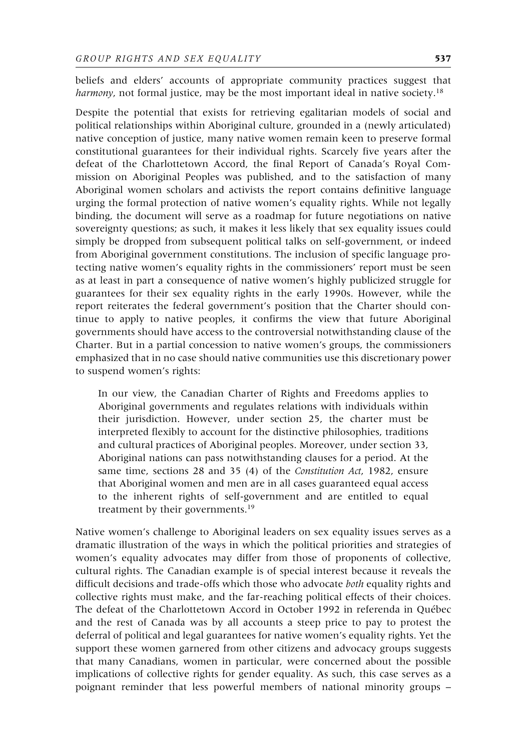beliefs and elders' accounts of appropriate community practices suggest that *harmony*, not formal justice, may be the most important ideal in native society.[18]

Despite the potential that exists for retrieving egalitarian models of social and political relationships within Aboriginal culture, grounded in a (newly articulated) native conception of justice, many native women remain keen to preserve formal constitutional guarantees for their individual rights. Scarcely five years after the defeat of the Charlottetown Accord, the final Report of Canada's Royal Commission on Aboriginal Peoples was published, and to the satisfaction of many Aboriginal women scholars and activists the report contains definitive language urging the formal protection of native women's equality rights. While not legally binding, the document will serve as a roadmap for future negotiations on native sovereignty questions; as such, it makes it less likely that sex equality issues could simply be dropped from subsequent political talks on self-government, or indeed from Aboriginal government constitutions. The inclusion of specific language protecting native women's equality rights in the commissioners' report must be seen as at least in part a consequence of native women's highly publicized struggle for guarantees for their sex equality rights in the early 1990s. However, while the report reiterates the federal government's position that the Charter should continue to apply to native peoples, it confirms the view that future Aboriginal governments should have access to the controversial notwithstanding clause of the Charter. But in a partial concession to native women's groups, the commissioners emphasized that in no case should native communities use this discretionary power to suspend women's rights:

> In our view, the Canadian Charter of Rights and Freedoms applies to Aboriginal governments and regulates relations with individuals within their jurisdiction. However, under section 25, the charter must be interpreted flexibly to account for the distinctive philosophies, traditions and cultural practices of Aboriginal peoples. Moreover, under section 33, Aboriginal nations can pass notwithstanding clauses for a period. At the same time, sections 28 and 35 (4) of the *Constitution Act*, 1982, ensure that Aboriginal women and men are in all cases guaranteed equal access to the inherent rights of self-government and are entitled to equal treatment by their governments.[19]

Native women's challenge to Aboriginal leaders on sex equality issues serves as a dramatic illustration of the ways in which the political priorities and strategies of women's equality advocates may differ from those of proponents of collective, cultural rights. The Canadian example is of special interest because it reveals the difficult decisions and trade-offs which those who advocate *both* equality rights and collective rights must make, and the far-reaching political effects of their choices. The defeat of the Charlottetown Accord in October 1992 in referenda in Québec and the rest of Canada was by all accounts a steep price to pay to protest the deferral of political and legal guarantees for native women's equality rights. Yet the support these women garnered from other citizens and advocacy groups suggests that many Canadians, women in particular, were concerned about the possible implications of collective rights for gender equality. As such, this case serves as a poignant reminder that less powerful members of national minority groups –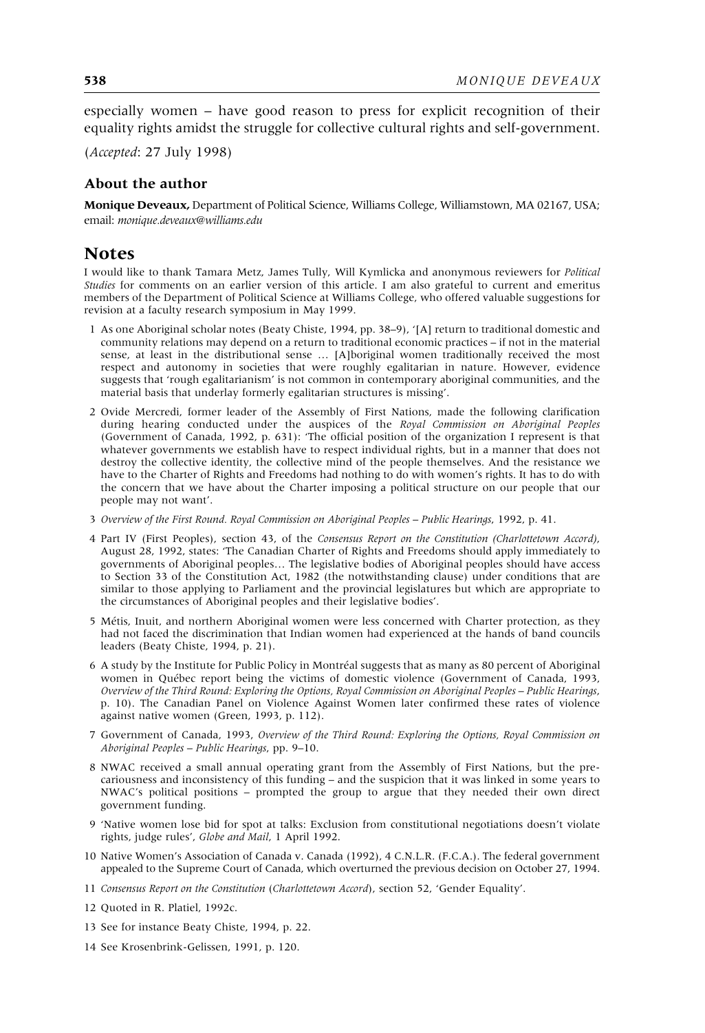especially women – have good reason to press for explicit recognition of their equality rights amidst the struggle for collective cultural rights and self-government.

(*Accepted*: 27 July 1998)

### About the author

**Monique Deveaux,** Department of Political Science, Williams College, Williamstown, MA 02167, USA; email: *monique.deveaux@williams.edu*

## Notes

I would like to thank Tamara Metz, James Tully, Will Kymlicka and anonymous reviewers for *Political Studies* for comments on an earlier version of this article. I am also grateful to current and emeritus members of the Department of Political Science at Williams College, who offered valuable suggestions for revision at a faculty research symposium in May 1999.

1 As one Aboriginal scholar notes (Beaty Chiste, 1994, pp. 38–9), '[A] return to traditional domestic and community relations may depend on a return to traditional economic practices – if not in the material sense, at least in the distributional sense … [A]boriginal women traditionally received the most respect and autonomy in societies that were roughly egalitarian in nature. However, evidence suggests that 'rough egalitarianism' is not common in contemporary aboriginal communities, and the material basis that underlay formerly egalitarian structures is missing'.

2 Ovide Mercredi, former leader of the Assembly of First Nations, made the following clarification during hearing conducted under the auspices of the *Royal Commission on Aboriginal Peoples* (Government of Canada, 1992, p. 631): 'The official position of the organization I represent is that whatever governments we establish have to respect individual rights, but in a manner that does not destroy the collective identity, the collective mind of the people themselves. And the resistance we have to the Charter of Rights and Freedoms had nothing to do with women's rights. It has to do with the concern that we have about the Charter imposing a political structure on our people that our people may not want'.

3 *Overview of the First Round. Royal Commission on Aboriginal Peoples – Public Hearings*, 1992, p. 41.

4 Part IV (First Peoples), section 43, of the *Consensus Report on the Constitution (Charlottetown Accord)*, August 28, 1992, states: 'The Canadian Charter of Rights and Freedoms should apply immediately to governments of Aboriginal peoples… The legislative bodies of Aboriginal peoples should have access to Section 33 of the Constitution Act, 1982 (the notwithstanding clause) under conditions that are similar to those applying to Parliament and the provincial legislatures but which are appropriate to the circumstances of Aboriginal peoples and their legislative bodies'.

5 Métis, Inuit, and northern Aboriginal women were less concerned with Charter protection, as they had not faced the discrimination that Indian women had experienced at the hands of band councils leaders (Beaty Chiste, 1994, p. 21).

6 A study by the Institute for Public Policy in Montréal suggests that as many as 80 percent of Aboriginal women in Québec report being the victims of domestic violence (Government of Canada, 1993, *Overview of the Third Round: Exploring the Options, Royal Commission on Aboriginal Peoples – Public Hearings*, p. 10). The Canadian Panel on Violence Against Women later confirmed these rates of violence against native women (Green, 1993, p. 112).

7 Government of Canada, 1993, *Overview of the Third Round: Exploring the Options, Royal Commission on Aboriginal Peoples – Public Hearings*, pp. 9–10.

8 NWAC received a small annual operating grant from the Assembly of First Nations, but the precariousness and inconsistency of this funding – and the suspicion that it was linked in some years to NWAC's political positions – prompted the group to argue that they needed their own direct government funding.

9 'Native women lose bid for spot at talks: Exclusion from constitutional negotiations doesn't violate rights, judge rules', *Globe and Mail*, 1 April 1992.

10 Native Women's Association of Canada v. Canada (1992), 4 C.N.L.R. (F.C.A.). The federal government appealed to the Supreme Court of Canada, which overturned the previous decision on October 27, 1994.

11 *Consensus Report on the Constitution* (*Charlottetown Accord*), section 52, 'Gender Equality'.

12 Quoted in R. Platiel, 1992c.

13 See for instance Beaty Chiste, 1994, p. 22.

14 See Krosenbrink-Gelissen, 1991, p. 120.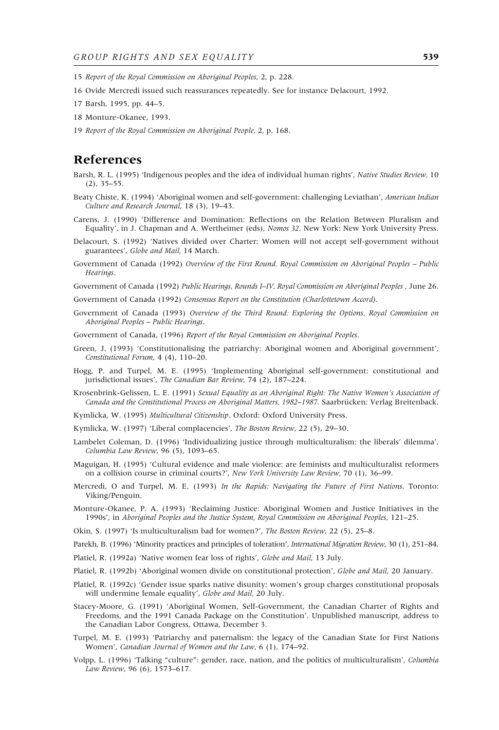15 *Report of the Royal Commission on Aboriginal Peoples*, 2, p. 228.

16 Ovide Mercredi issued such reassurances repeatedly. See for instance Delacourt, 1992.

17 Barsh, 1995, pp. 44–5.

18 Monture-Okanee, 1993.

19 *Report of the Royal Commission on Aboriginal People*, 2, p. 168.

## References

Barsh, R. L. (1995) 'Indigenous peoples and the idea of individual human rights', *Native Studies Review*, 10 (2), 35–55.

Beaty Chiste, K. (1994) 'Aboriginal women and self-government: challenging Leviathan', *American Indian Culture and Research Journal*, 18 (3), 19–43.

Carens, J. (1990) 'Difference and Domination: Reflections on the Relation Between Pluralism and Equality', in J. Chapman and A. Wertheimer (eds), *Nomos 32*. New York: New York University Press.

Delacourt, S. (1992) 'Natives divided over Charter: Women will not accept self-government without guarantees', *Globe and Mail*, 14 March.

Government of Canada (1992) *Overview of the First Round. Royal Commission on Aboriginal Peoples – Public Hearings*.

Government of Canada (1992) *Public Hearings, Rounds I–IV, Royal Commission on Aboriginal Peoples* , June 26.

Government of Canada (1992) *Consensus Report on the Constitution (Charlottetown Accord)*.

Government of Canada (1993) *Overview of the Third Round: Exploring the Options, Royal Commission on Aboriginal Peoples – Public Hearings*.

Government of Canada, (1996) *Report of the Royal Commission on Aboriginal Peoples*.

Green, J. (1993) 'Constitutionalising the patriarchy: Aboriginal women and Aboriginal government', *Constitutional Forum*, 4 (4), 110–20.

Hogg, P. and Turpel, M. E. (1995) 'Implementing Aboriginal self-government: constitutional and jurisdictional issues', *The Canadian Bar Review*, 74 (2), 187–224.

Krosenbrink-Gelissen, L. E. (1991) *Sexual Equality as an Aboriginal Right: The Native Women's Association of Canada and the Constitutional Process on Aboriginal Matters, 1982–1987*. Saarbrücken: Verlag Breitenback.

Kymlicka, W. (1995) *Multicultural Citizenship*. Oxford: Oxford University Press.

Kymlicka, W. (1997) 'Liberal complacencies', *The Boston Review*, 22 (5), 29–30.

Lambelet Coleman, D. (1996) 'Individualizing justice through multiculturalism: the liberals' dilemma', *Columbia Law Review*, 96 (5), 1093–65.

Maguigan, H. (1995) 'Cultural evidence and male violence: are feminists and multiculturalist reformers on a collision course in criminal courts?', *New York University Law Review*, 70 (1), 36–99.

Mercredi, O and Turpel, M. E. (1993) *In the Rapids: Navigating the Future of First Nations*. Toronto: Viking/Penguin.

Monture-Okanee, P. A. (1993) 'Reclaiming Justice: Aboriginal Women and Justice Initiatives in the 1990s', in *Aboriginal Peoples and the Justice System, Royal Commission on Aboriginal Peoples*, 121–25.

Okin, S. (1997) 'Is multiculturalism bad for women?', *The Boston Review*, 22 (5), 25–8.

Parekh, B. (1996) 'Minority practices and principles of toleration', *International Migration Review*, 30 (1), 251–84.

Platiel, R. (1992a) 'Native women fear loss of rights', *Globe and Mail*, 13 July.

Platiel, R. (1992b) 'Aboriginal women divide on constitutional protection', *Globe and Mail*, 20 January.

Platiel, R. (1992c) 'Gender issue sparks native disunity: women's group charges constitutional proposals will undermine female equality', *Globe and Mail*, 20 July.

Stacey-Moore, G. (1991) 'Aboriginal Women, Self-Government, the Canadian Charter of Rights and Freedoms, and the 1991 Canada Package on the Constitution'. Unpublished manuscript, address to the Canadian Labor Congress, Ottawa, December 3.

Turpel, M. E. (1993) 'Patriarchy and paternalism: the legacy of the Canadian State for First Nations Women', *Canadian Journal of Women and the Law*, 6 (1), 174–92.

Volpp, L. (1996) 'Talking "culture": gender, race, nation, and the politics of multiculturalism', *Columbia Law Review*, 96 (6), 1573–617.